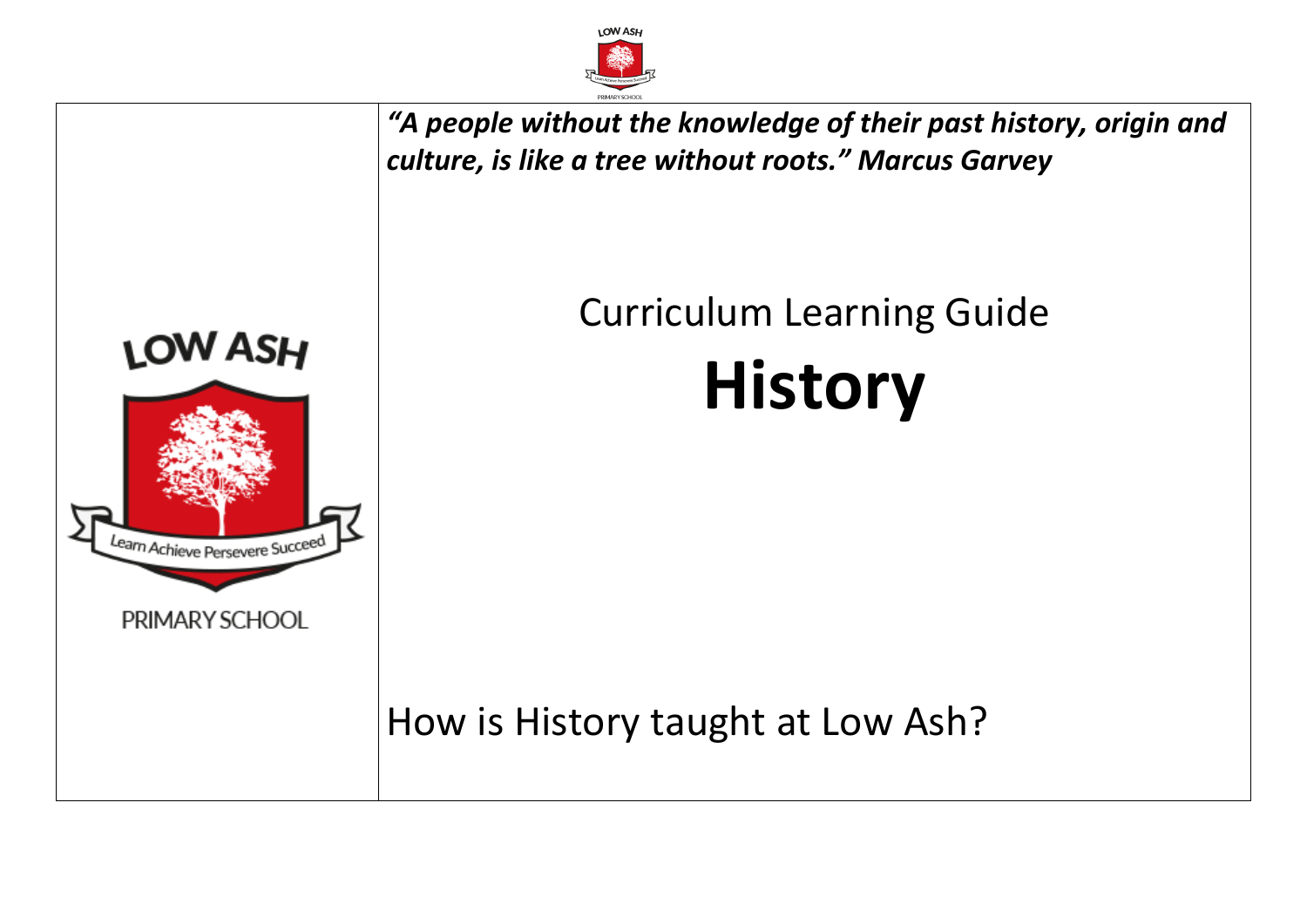LOW ASH

Learn Achieve Persevere Succeed

PRIMARY SCHOOL

***"A people without the knowledge of their past history, origin and culture, is like a tree without roots." Marcus Garvey***

Curriculum Learning Guide

# History

How is History taught at Low Ash?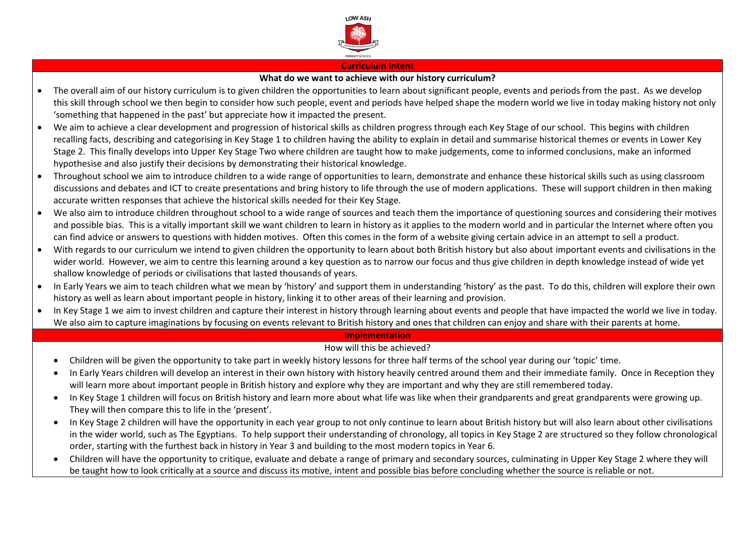## Curriculum Intent

### What do we want to achieve with our history curriculum?

- The overall aim of our history curriculum is to given children the opportunities to learn about significant people, events and periods from the past. As we develop this skill through school we then begin to consider how such people, event and periods have helped shape the modern world we live in today making history not only 'something that happened in the past' but appreciate how it impacted the present.
- We aim to achieve a clear development and progression of historical skills as children progress through each Key Stage of our school. This begins with children recalling facts, describing and categorising in Key Stage 1 to children having the ability to explain in detail and summarise historical themes or events in Lower Key Stage 2. This finally develops into Upper Key Stage Two where children are taught how to make judgements, come to informed conclusions, make an informed hypothesise and also justify their decisions by demonstrating their historical knowledge.
- Throughout school we aim to introduce children to a wide range of opportunities to learn, demonstrate and enhance these historical skills such as using classroom discussions and debates and ICT to create presentations and bring history to life through the use of modern applications. These will support children in then making accurate written responses that achieve the historical skills needed for their Key Stage.
- We also aim to introduce children throughout school to a wide range of sources and teach them the importance of questioning sources and considering their motives and possible bias. This is a vitally important skill we want children to learn in history as it applies to the modern world and in particular the Internet where often you can find advice or answers to questions with hidden motives. Often this comes in the form of a website giving certain advice in an attempt to sell a product.
- With regards to our curriculum we intend to given children the opportunity to learn about both British history but also about important events and civilisations in the wider world. However, we aim to centre this learning around a key question as to narrow our focus and thus give children in depth knowledge instead of wide yet shallow knowledge of periods or civilisations that lasted thousands of years.
- In Early Years we aim to teach children what we mean by 'history' and support them in understanding 'history' as the past. To do this, children will explore their own history as well as learn about important people in history, linking it to other areas of their learning and provision.
- In Key Stage 1 we aim to invest children and capture their interest in history through learning about events and people that have impacted the world we live in today. We also aim to capture imaginations by focusing on events relevant to British history and ones that children can enjoy and share with their parents at home.

## Implementation

How will this be achieved?

- Children will be given the opportunity to take part in weekly history lessons for three half terms of the school year during our 'topic' time.
- In Early Years children will develop an interest in their own history with history heavily centred around them and their immediate family. Once in Reception they will learn more about important people in British history and explore why they are important and why they are still remembered today.
- In Key Stage 1 children will focus on British history and learn more about what life was like when their grandparents and great grandparents were growing up. They will then compare this to life in the 'present'.
- In Key Stage 2 children will have the opportunity in each year group to not only continue to learn about British history but will also learn about other civilisations in the wider world, such as The Egyptians. To help support their understanding of chronology, all topics in Key Stage 2 are structured so they follow chronological order, starting with the furthest back in history in Year 3 and building to the most modern topics in Year 6.
- Children will have the opportunity to critique, evaluate and debate a range of primary and secondary sources, culminating in Upper Key Stage 2 where they will be taught how to look critically at a source and discuss its motive, intent and possible bias before concluding whether the source is reliable or not.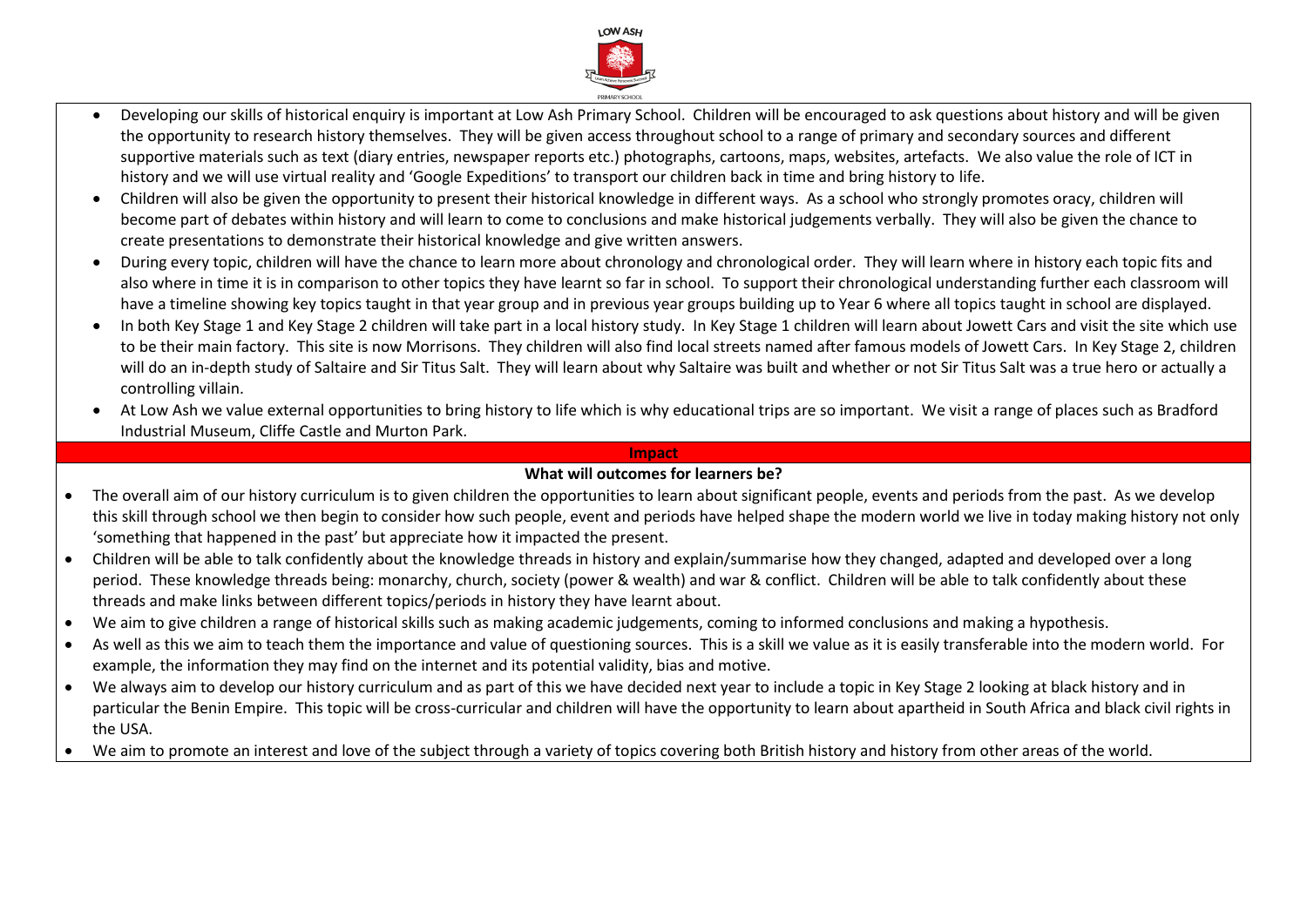- Developing our skills of historical enquiry is important at Low Ash Primary School. Children will be encouraged to ask questions about history and will be given the opportunity to research history themselves. They will be given access throughout school to a range of primary and secondary sources and different supportive materials such as text (diary entries, newspaper reports etc.) photographs, cartoons, maps, websites, artefacts. We also value the role of ICT in history and we will use virtual reality and 'Google Expeditions' to transport our children back in time and bring history to life.
- Children will also be given the opportunity to present their historical knowledge in different ways. As a school who strongly promotes oracy, children will become part of debates within history and will learn to come to conclusions and make historical judgements verbally. They will also be given the chance to create presentations to demonstrate their historical knowledge and give written answers.
- During every topic, children will have the chance to learn more about chronology and chronological order. They will learn where in history each topic fits and also where in time it is in comparison to other topics they have learnt so far in school. To support their chronological understanding further each classroom will have a timeline showing key topics taught in that year group and in previous year groups building up to Year 6 where all topics taught in school are displayed.
- In both Key Stage 1 and Key Stage 2 children will take part in a local history study. In Key Stage 1 children will learn about Jowett Cars and visit the site which use to be their main factory. This site is now Morrisons. They children will also find local streets named after famous models of Jowett Cars. In Key Stage 2, children will do an in-depth study of Saltaire and Sir Titus Salt. They will learn about why Saltaire was built and whether or not Sir Titus Salt was a true hero or actually a controlling villain.
- At Low Ash we value external opportunities to bring history to life which is why educational trips are so important. We visit a range of places such as Bradford Industrial Museum, Cliffe Castle and Murton Park.

## Impact

### What will outcomes for learners be?

- The overall aim of our history curriculum is to given children the opportunities to learn about significant people, events and periods from the past. As we develop this skill through school we then begin to consider how such people, event and periods have helped shape the modern world we live in today making history not only 'something that happened in the past' but appreciate how it impacted the present.
- Children will be able to talk confidently about the knowledge threads in history and explain/summarise how they changed, adapted and developed over a long period. These knowledge threads being: monarchy, church, society (power & wealth) and war & conflict. Children will be able to talk confidently about these threads and make links between different topics/periods in history they have learnt about.
- We aim to give children a range of historical skills such as making academic judgements, coming to informed conclusions and making a hypothesis.
- As well as this we aim to teach them the importance and value of questioning sources. This is a skill we value as it is easily transferable into the modern world. For example, the information they may find on the internet and its potential validity, bias and motive.
- We always aim to develop our history curriculum and as part of this we have decided next year to include a topic in Key Stage 2 looking at black history and in particular the Benin Empire. This topic will be cross-curricular and children will have the opportunity to learn about apartheid in South Africa and black civil rights in the USA.
- We aim to promote an interest and love of the subject through a variety of topics covering both British history and history from other areas of the world.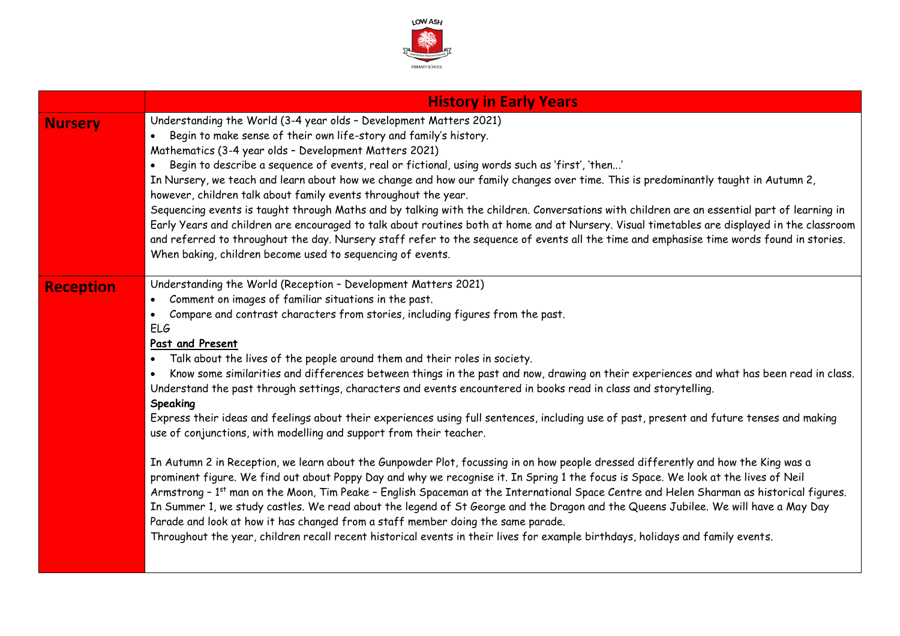| | History in Early Years |
|---|---|
| **Nursery** | Understanding the World (3-4 year olds – Development Matters 2021)<br>• Begin to make sense of their own life-story and family's history.<br>Mathematics (3-4 year olds – Development Matters 2021)<br>• Begin to describe a sequence of events, real or fictional, using words such as 'first', 'then...'<br>In Nursery, we teach and learn about how we change and how our family changes over time. This is predominantly taught in Autumn 2, however, children talk about family events throughout the year.<br>Sequencing events is taught through Maths and by talking with the children. Conversations with children are an essential part of learning in Early Years and children are encouraged to talk about routines both at home and at Nursery. Visual timetables are displayed in the classroom and referred to throughout the day. Nursery staff refer to the sequence of events all the time and emphasise time words found in stories. When baking, children become used to sequencing of events. |
| **Reception** | Understanding the World (Reception – Development Matters 2021)<br>• Comment on images of familiar situations in the past.<br>• Compare and contrast characters from stories, including figures from the past.<br>ELG<br>**Past and Present**<br>• Talk about the lives of the people around them and their roles in society.<br>• Know some similarities and differences between things in the past and now, drawing on their experiences and what has been read in class.<br>Understand the past through settings, characters and events encountered in books read in class and storytelling.<br>**Speaking**<br>Express their ideas and feelings about their experiences using full sentences, including use of past, present and future tenses and making use of conjunctions, with modelling and support from their teacher.<br><br>In Autumn 2 in Reception, we learn about the Gunpowder Plot, focussing in on how people dressed differently and how the King was a prominent figure. We find out about Poppy Day and why we recognise it. In Spring 1 the focus is Space. We look at the lives of Neil Armstrong – 1st man on the Moon, Tim Peake – English Spaceman at the International Space Centre and Helen Sharman as historical figures. In Summer 1, we study castles. We read about the legend of St George and the Dragon and the Queens Jubilee. We will have a May Day Parade and look at how it has changed from a staff member doing the same parade.<br>Throughout the year, children recall recent historical events in their lives for example birthdays, holidays and family events. |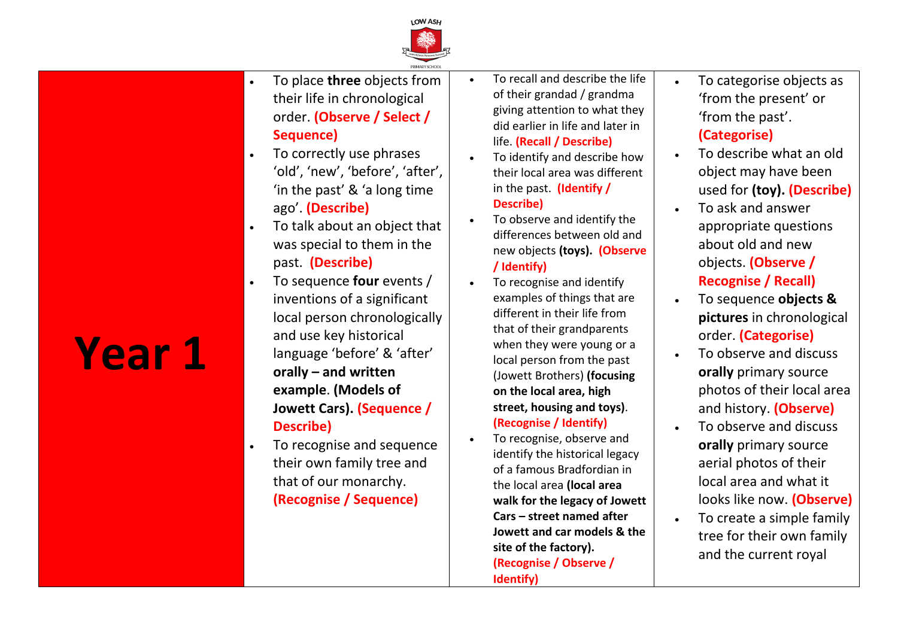| | | | |
|---|---|---|---|
| **Year 1** | • To place **three** objects from their life in chronological order. **(Observe / Select / Sequence)**<br>• To correctly use phrases 'old', 'new', 'before', 'after', 'in the past' & 'a long time ago'. **(Describe)**<br>• To talk about an object that was special to them in the past. **(Describe)**<br>• To sequence **four** events / inventions of a significant local person chronologically and use key historical language 'before' & 'after' **orally – and written example**. **(Models of Jowett Cars). (Sequence / Describe)**<br>• To recognise and sequence their own family tree and that of our monarchy. **(Recognise / Sequence)** | • To recall and describe the life of their grandad / grandma giving attention to what they did earlier in life and later in life. **(Recall / Describe)**<br>• To identify and describe how their local area was different in the past. **(Identify / Describe)**<br>• To observe and identify the differences between old and new objects **(toys). (Observe / Identify)**<br>• To recognise and identify examples of things that are different in their life from that of their grandparents when they were young or a local person from the past (Jowett Brothers) **(focusing on the local area, high street, housing and toys)**. **(Recognise / Identify)**<br>• To recognise, observe and identify the historical legacy of a famous Bradfordian in the local area **(local area walk for the legacy of Jowett Cars – street named after Jowett and car models & the site of the factory). (Recognise / Observe / Identify)** | • To categorise objects as 'from the present' or 'from the past'. **(Categorise)**<br>• To describe what an old object may have been used for **(toy). (Describe)**<br>• To ask and answer appropriate questions about old and new objects. **(Observe / Recognise / Recall)**<br>• To sequence **objects & pictures** in chronological order. **(Categorise)**<br>• To observe and discuss **orally** primary source photos of their local area and history. **(Observe)**<br>• To observe and discuss **orally** primary source aerial photos of their local area and what it looks like now. **(Observe)**<br>• To create a simple family tree for their own family and the current royal |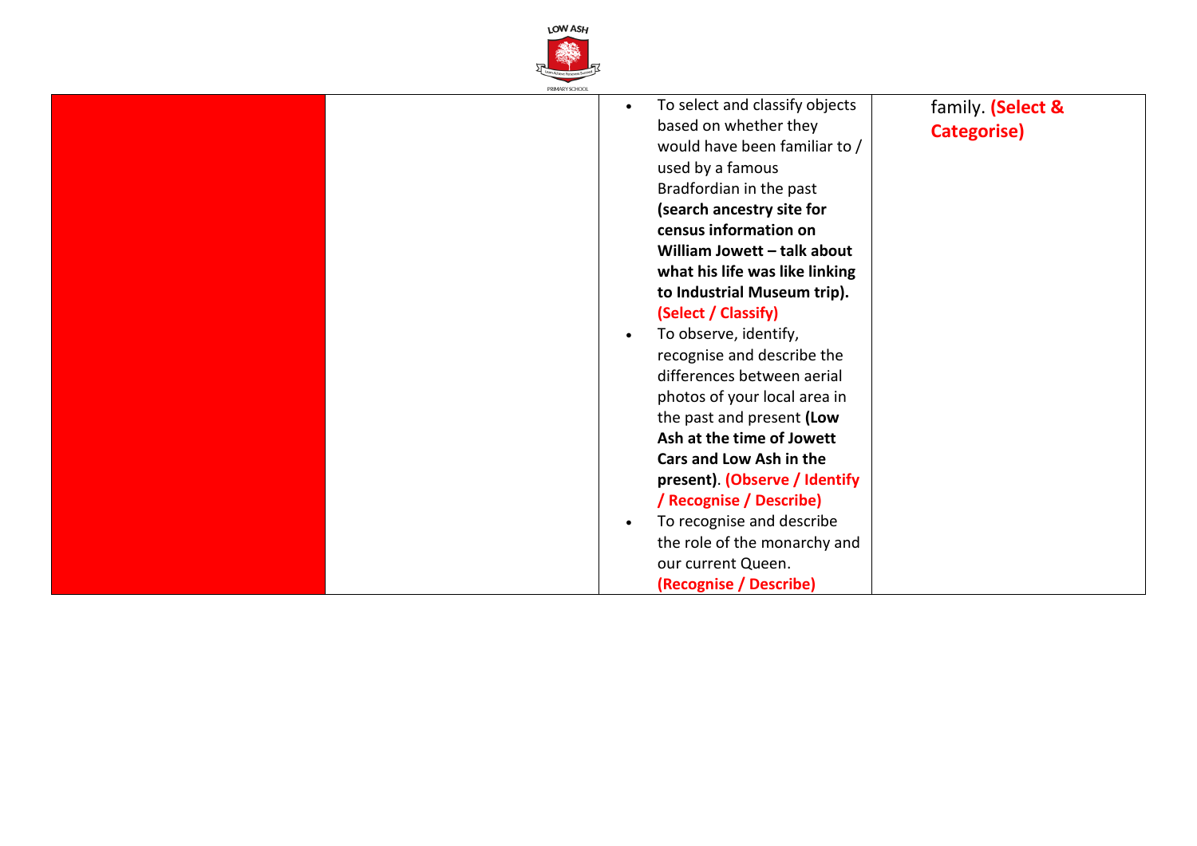| | | | |
|---|---|---|---|
| | | • To select and classify objects based on whether they would have been familiar to / used by a famous Bradfordian in the past **(search ancestry site for census information on William Jowett – talk about what his life was like linking to Industrial Museum trip).** **(Select / Classify)**<br>• To observe, identify, recognise and describe the differences between aerial photos of your local area in the past and present **(Low Ash at the time of Jowett Cars and Low Ash in the present)**. **(Observe / Identify / Recognise / Describe)**<br>• To recognise and describe the role of the monarchy and our current Queen. **(Recognise / Describe)** | family. **(Select & Categorise)** |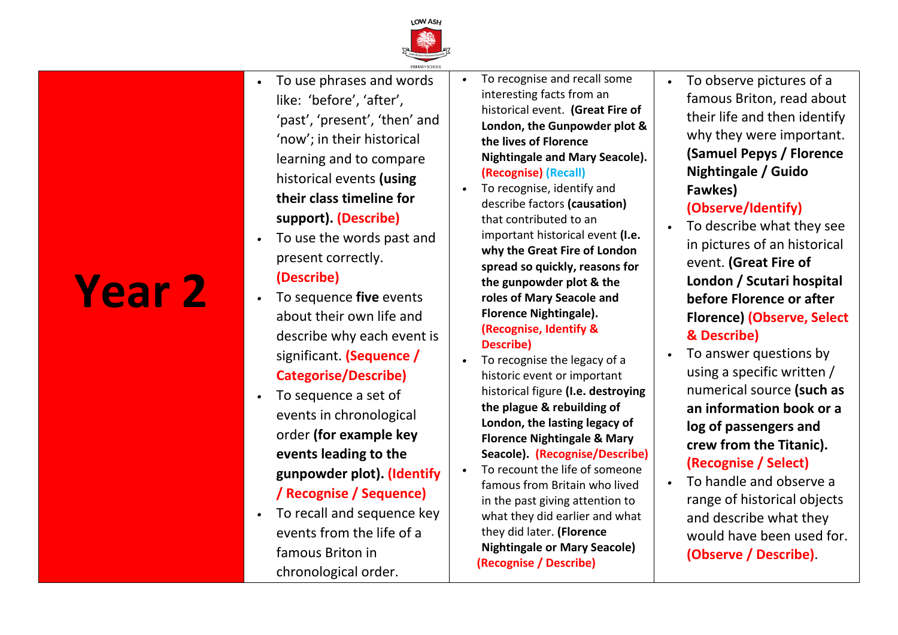| | | | |
|---|---|---|---|
| **Year 2** | • To use phrases and words like: 'before', 'after', 'past', 'present', 'then' and 'now'; in their historical learning and to compare historical events **(using their class timeline for support). (Describe)**<br>• To use the words past and present correctly. **(Describe)**<br>• To sequence **five** events about their own life and describe why each event is significant. **(Sequence / Categorise/Describe)**<br>• To sequence a set of events in chronological order **(for example key events leading to the gunpowder plot). (Identify / Recognise / Sequence)**<br>• To recall and sequence key events from the life of a famous Briton in chronological order. | • To recognise and recall some interesting facts from an historical event. **(Great Fire of London, the Gunpowder plot & the lives of Florence Nightingale and Mary Seacole). (Recognise) (Recall)**<br>• To recognise, identify and describe factors **(causation)** that contributed to an important historical event **(I.e. why the Great Fire of London spread so quickly, reasons for the gunpowder plot & the roles of Mary Seacole and Florence Nightingale). (Recognise, Identify & Describe)**<br>• To recognise the legacy of a historic event or important historical figure **(I.e. destroying the plague & rebuilding of London, the lasting legacy of Florence Nightingale & Mary Seacole). (Recognise/Describe)**<br>• To recount the life of someone famous from Britain who lived in the past giving attention to what they did earlier and what they did later. **(Florence Nightingale or Mary Seacole) (Recognise / Describe)** | • To observe pictures of a famous Briton, read about their life and then identify why they were important. **(Samuel Pepys / Florence Nightingale / Guido Fawkes) (Observe/Identify)**<br>• To describe what they see in pictures of an historical event. **(Great Fire of London / Scutari hospital before Florence or after Florence) (Observe, Select & Describe)**<br>• To answer questions by using a specific written / numerical source **(such as an information book or a log of passengers and crew from the Titanic). (Recognise / Select)**<br>• To handle and observe a range of historical objects and describe what they would have been used for. **(Observe / Describe)**. |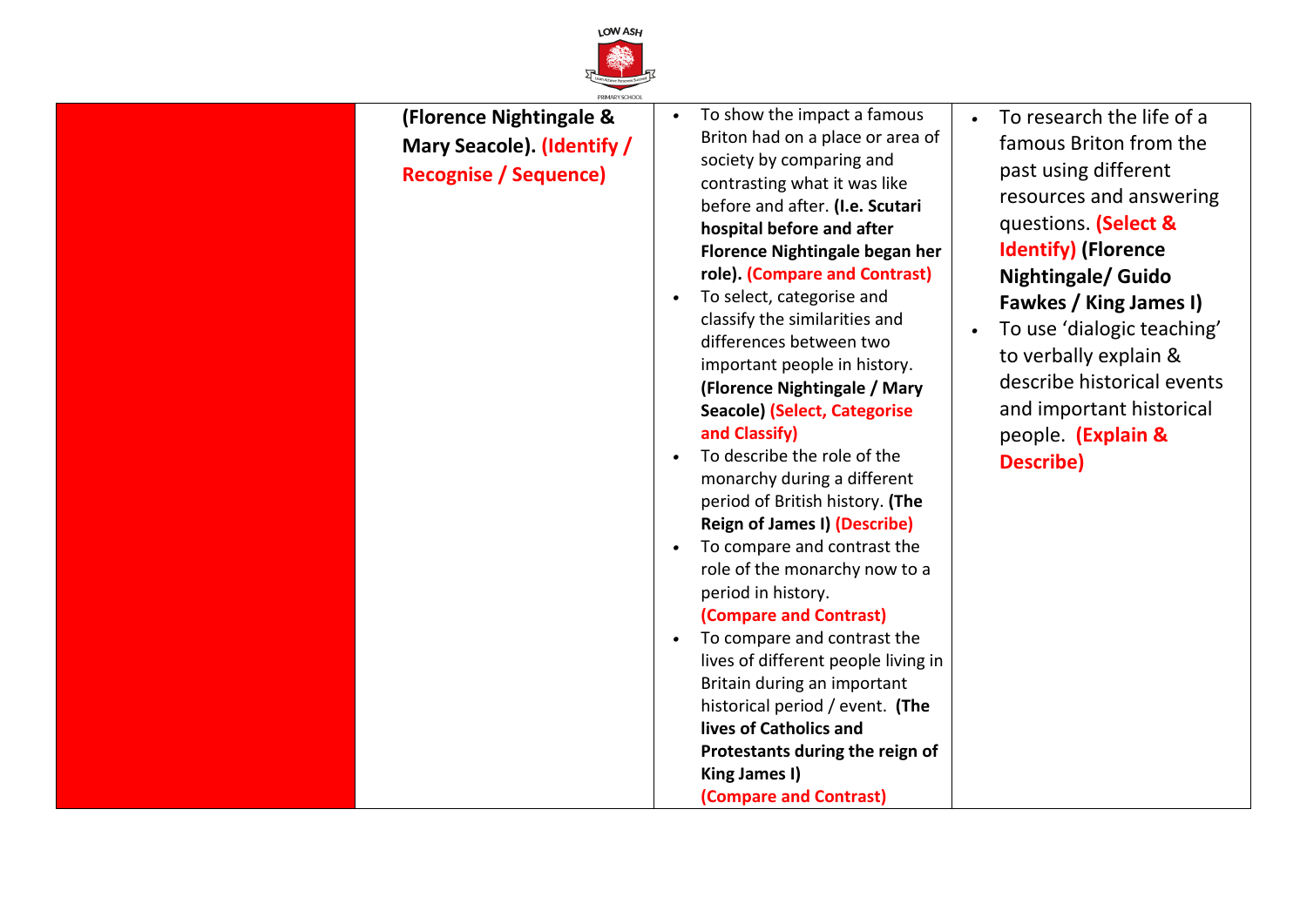| | | | |
|---|---|---|---|
| | **(Florence Nightingale & Mary Seacole). (Identify / Recognise / Sequence)** | <ul><li>To show the impact a famous Briton had on a place or area of society by comparing and contrasting what it was like before and after. **(I.e. Scutari hospital before and after Florence Nightingale began her role). (Compare and Contrast)**</li><li>To select, categorise and classify the similarities and differences between two important people in history. **(Florence Nightingale / Mary Seacole) (Select, Categorise and Classify)**</li><li>To describe the role of the monarchy during a different period of British history. **(The Reign of James I) (Describe)**</li><li>To compare and contrast the role of the monarchy now to a period in history. **(Compare and Contrast)**</li><li>To compare and contrast the lives of different people living in Britain during an important historical period / event. **(The lives of Catholics and Protestants during the reign of King James I) (Compare and Contrast)**</li></ul> | <ul><li>To research the life of a famous Briton from the past using different resources and answering questions. **(Select & Identify) (Florence Nightingale/ Guido Fawkes / King James I)**</li><li>To use 'dialogic teaching' to verbally explain & describe historical events and important historical people. **(Explain & Describe)**</li></ul> |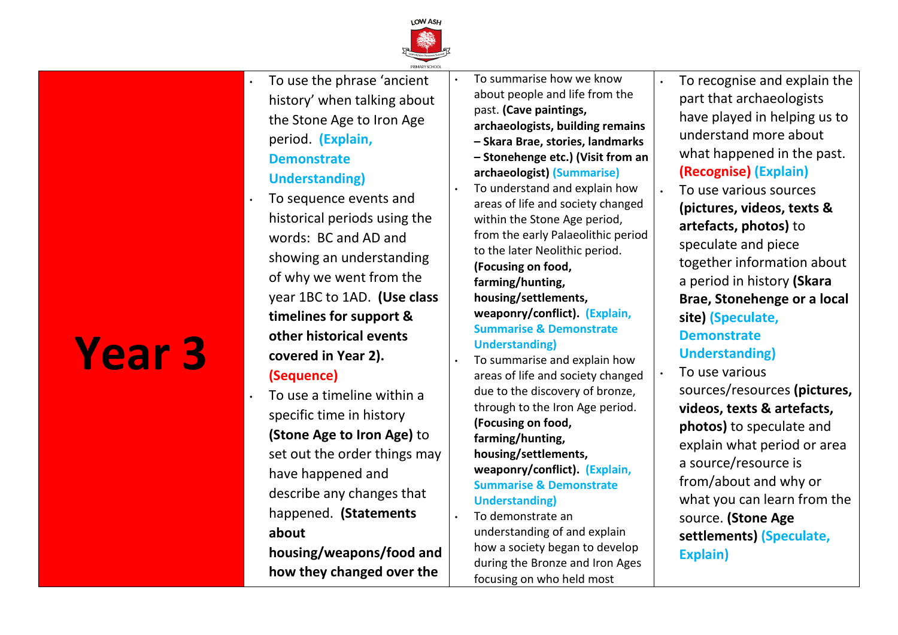| | | | |
|---|---|---|---|
| **Year 3** | • To use the phrase 'ancient history' when talking about the Stone Age to Iron Age period. **(Explain, Demonstrate Understanding)**<br>• To sequence events and historical periods using the words: BC and AD and showing an understanding of why we went from the year 1BC to 1AD. **(Use class timelines for support & other historical events covered in Year 2). (Sequence)**<br>• To use a timeline within a specific time in history **(Stone Age to Iron Age)** to set out the order things may have happened and describe any changes that happened. **(Statements about housing/weapons/food and how they changed over the** | • To summarise how we know about people and life from the past. **(Cave paintings, archaeologists, building remains – Skara Brae, stories, landmarks – Stonehenge etc.) (Visit from an archaeologist) (Summarise)**<br>• To understand and explain how areas of life and society changed within the Stone Age period, from the early Palaeolithic period to the later Neolithic period. **(Focusing on food, farming/hunting, housing/settlements, weaponry/conflict). (Explain, Summarise & Demonstrate Understanding)**<br>• To summarise and explain how areas of life and society changed due to the discovery of bronze, through to the Iron Age period. **(Focusing on food, farming/hunting, housing/settlements, weaponry/conflict). (Explain, Summarise & Demonstrate Understanding)**<br>• To demonstrate an understanding of and explain how a society began to develop during the Bronze and Iron Ages focusing on who held most | • To recognise and explain the part that archaeologists have played in helping us to understand more about what happened in the past. **(Recognise) (Explain)**<br>• To use various sources **(pictures, videos, texts & artefacts, photos)** to speculate and piece together information about a period in history **(Skara Brae, Stonehenge or a local site) (Speculate, Demonstrate Understanding)**<br>• To use various sources/resources **(pictures, videos, texts & artefacts, photos)** to speculate and explain what period or area a source/resource is from/about and why or what you can learn from the source. **(Stone Age settlements) (Speculate, Explain)** |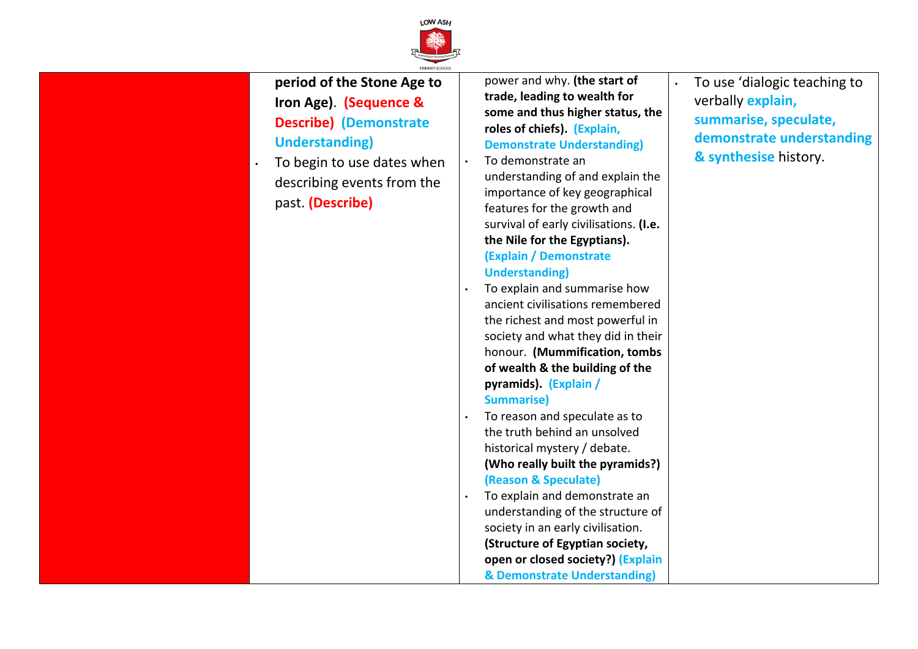| | | | |
|---|---|---|---|
| | **period of the Stone Age to Iron Age)**. **(Sequence & Describe)** **(Demonstrate Understanding)**<br>• To begin to use dates when describing events from the past. **(Describe)** | power and why. **(the start of trade, leading to wealth for some and thus higher status, the roles of chiefs).** **(Explain, Demonstrate Understanding)**<br>• To demonstrate an understanding of and explain the importance of key geographical features for the growth and survival of early civilisations. **(I.e. the Nile for the Egyptians).** **(Explain / Demonstrate Understanding)**<br>• To explain and summarise how ancient civilisations remembered the richest and most powerful in society and what they did in their honour. **(Mummification, tombs of wealth & the building of the pyramids).** **(Explain / Summarise)**<br>• To reason and speculate as to the truth behind an unsolved historical mystery / debate. **(Who really built the pyramids?)** **(Reason & Speculate)**<br>• To explain and demonstrate an understanding of the structure of society in an early civilisation. **(Structure of Egyptian society, open or closed society?)** **(Explain & Demonstrate Understanding)** | • To use 'dialogic teaching to verbally **explain, summarise, speculate, demonstrate understanding & synthesise** history. |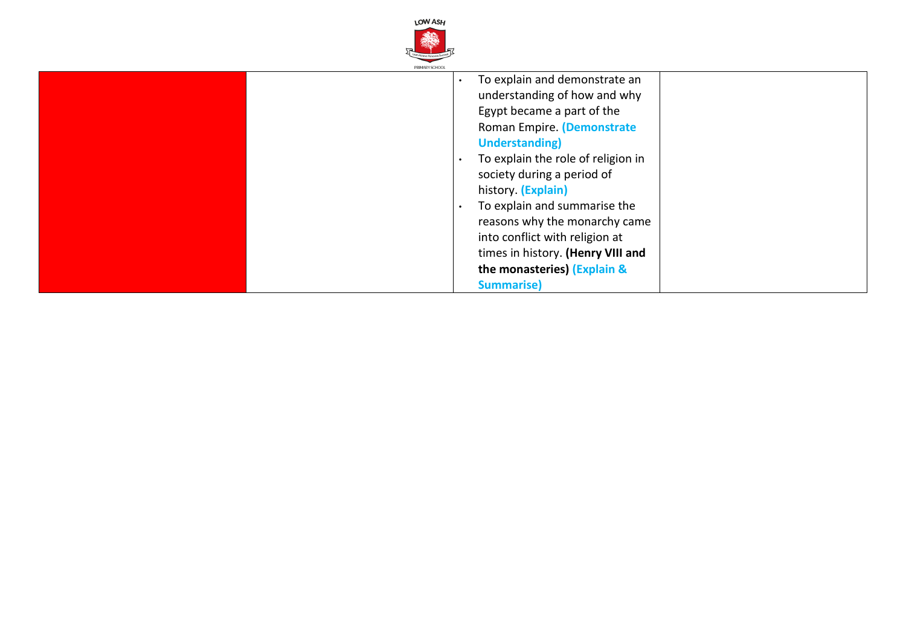| | | | |
|---|---|---|---|
| | | • To explain and demonstrate an understanding of how and why Egypt became a part of the Roman Empire. **(Demonstrate Understanding)**<br>• To explain the role of religion in society during a period of history. **(Explain)**<br>• To explain and summarise the reasons why the monarchy came into conflict with religion at times in history. **(Henry VIII and the monasteries)** **(Explain & Summarise)** | |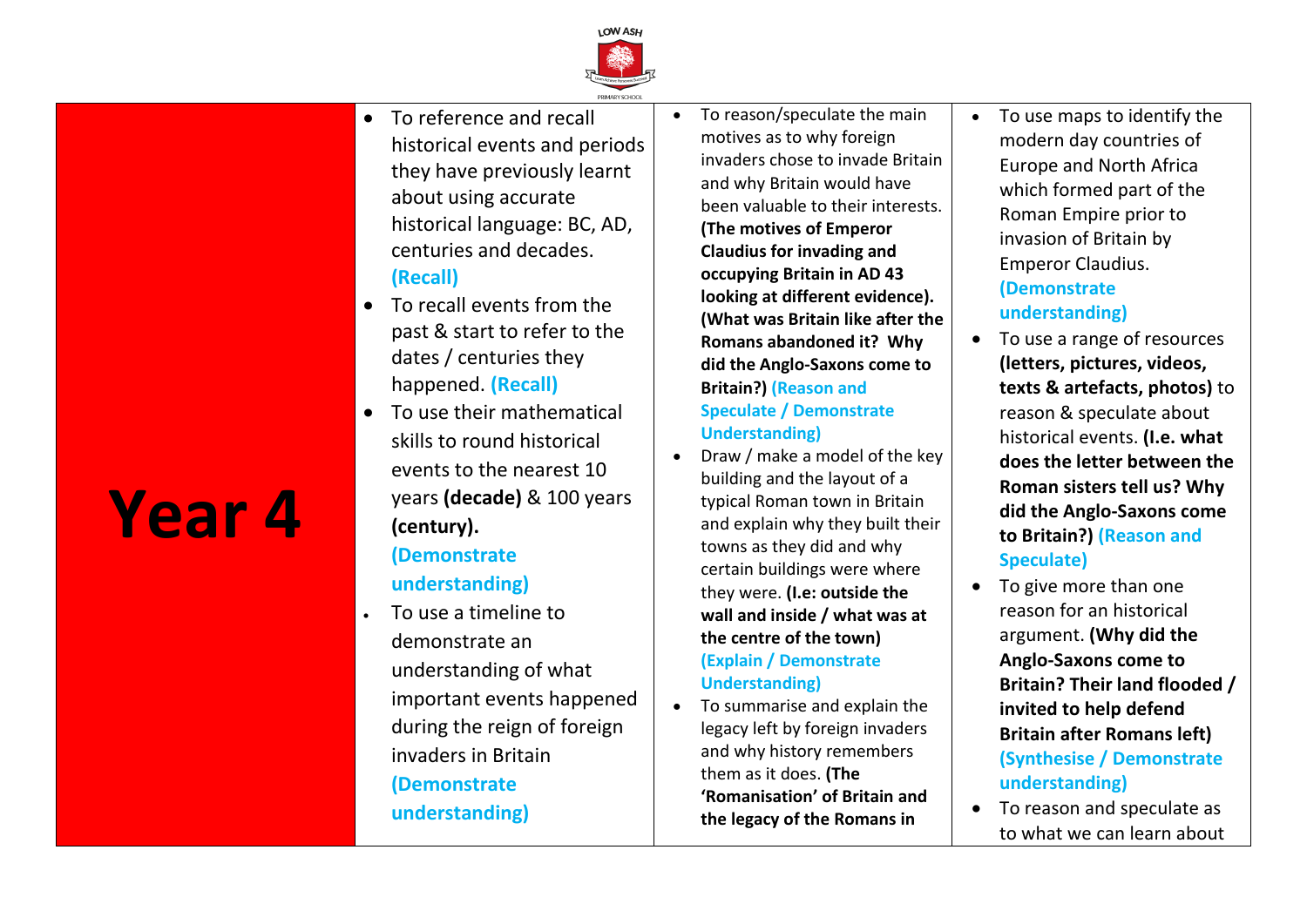| | | | |
|---|---|---|---|
| **Year 4** | • To reference and recall historical events and periods they have previously learnt about using accurate historical language: BC, AD, centuries and decades. **(Recall)**<br>• To recall events from the past & start to refer to the dates / centuries they happened. **(Recall)**<br>• To use their mathematical skills to round historical events to the nearest 10 years **(decade)** & 100 years **(century).** **(Demonstrate understanding)**<br>• To use a timeline to demonstrate an understanding of what important events happened during the reign of foreign invaders in Britain **(Demonstrate understanding)** | • To reason/speculate the main motives as to why foreign invaders chose to invade Britain and why Britain would have been valuable to their interests. **(The motives of Emperor Claudius for invading and occupying Britain in AD 43 looking at different evidence). (What was Britain like after the Romans abandoned it? Why did the Anglo-Saxons come to Britain?)** **(Reason and Speculate / Demonstrate Understanding)**<br>• Draw / make a model of the key building and the layout of a typical Roman town in Britain and explain why they built their towns as they did and why certain buildings were where they were. **(I.e: outside the wall and inside / what was at the centre of the town)** **(Explain / Demonstrate Understanding)**<br>• To summarise and explain the legacy left by foreign invaders and why history remembers them as it does. **(The 'Romanisation' of Britain and the legacy of the Romans in** | • To use maps to identify the modern day countries of Europe and North Africa which formed part of the Roman Empire prior to invasion of Britain by Emperor Claudius. **(Demonstrate understanding)**<br>• To use a range of resources **(letters, pictures, videos, texts & artefacts, photos)** to reason & speculate about historical events. **(I.e. what does the letter between the Roman sisters tell us? Why did the Anglo-Saxons come to Britain?)** **(Reason and Speculate)**<br>• To give more than one reason for an historical argument. **(Why did the Anglo-Saxons come to Britain? Their land flooded / invited to help defend Britain after Romans left)** **(Synthesise / Demonstrate understanding)**<br>• To reason and speculate as to what we can learn about |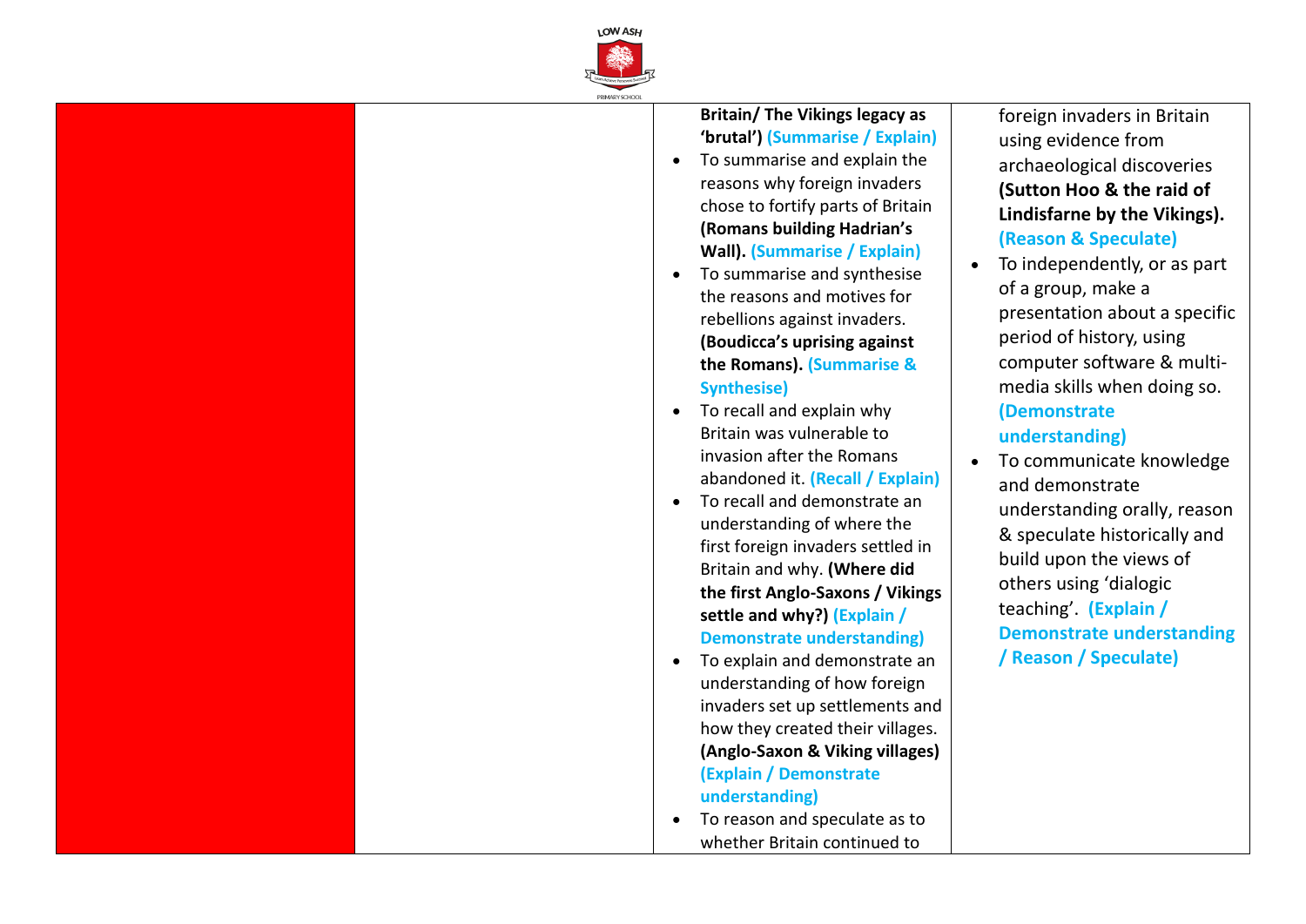| | | | |
|---|---|---|---|
| | | **Britain/ The Vikings legacy as 'brutal') (Summarise / Explain)**<br>• To summarise and explain the reasons why foreign invaders chose to fortify parts of Britain **(Romans building Hadrian's Wall). (Summarise / Explain)**<br>• To summarise and synthesise the reasons and motives for rebellions against invaders. **(Boudicca's uprising against the Romans). (Summarise & Synthesise)**<br>• To recall and explain why Britain was vulnerable to invasion after the Romans abandoned it. **(Recall / Explain)**<br>• To recall and demonstrate an understanding of where the first foreign invaders settled in Britain and why. **(Where did the first Anglo-Saxons / Vikings settle and why?) (Explain / Demonstrate understanding)**<br>• To explain and demonstrate an understanding of how foreign invaders set up settlements and how they created their villages. **(Anglo-Saxon & Viking villages) (Explain / Demonstrate understanding)**<br>• To reason and speculate as to whether Britain continued to | foreign invaders in Britain using evidence from archaeological discoveries **(Sutton Hoo & the raid of Lindisfarne by the Vikings). (Reason & Speculate)**<br>• To independently, or as part of a group, make a presentation about a specific period of history, using computer software & multi-media skills when doing so. **(Demonstrate understanding)**<br>• To communicate knowledge and demonstrate understanding orally, reason & speculate historically and build upon the views of others using 'dialogic teaching'. **(Explain / Demonstrate understanding / Reason / Speculate)** |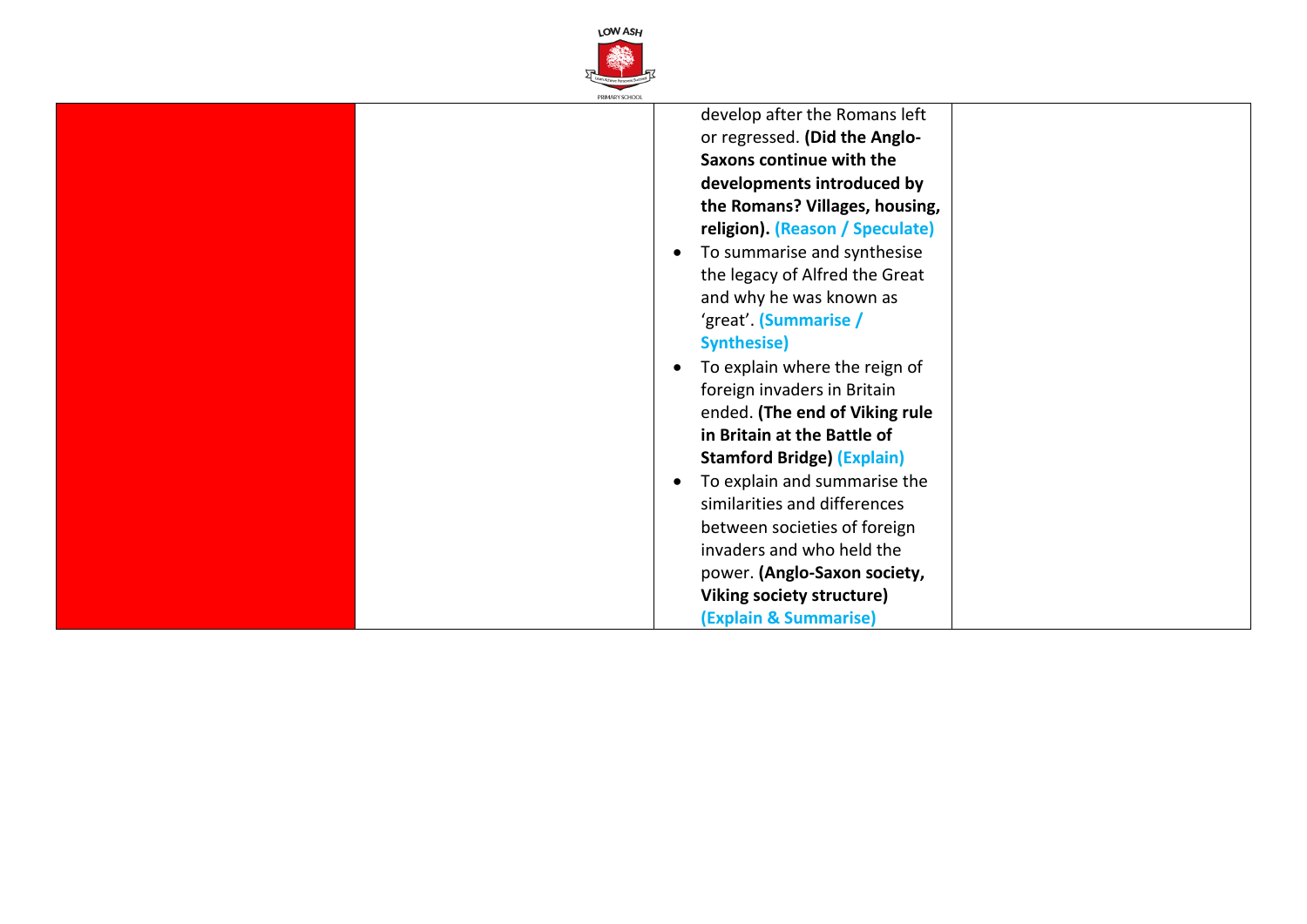| | | | |
|---|---|---|---|
| | | develop after the Romans left or regressed. **(Did the Anglo-Saxons continue with the developments introduced by the Romans? Villages, housing, religion).** **(Reason / Speculate)**<br>• To summarise and synthesise the legacy of Alfred the Great and why he was known as 'great'. **(Summarise / Synthesise)**<br>• To explain where the reign of foreign invaders in Britain ended. **(The end of Viking rule in Britain at the Battle of Stamford Bridge)** **(Explain)**<br>• To explain and summarise the similarities and differences between societies of foreign invaders and who held the power. **(Anglo-Saxon society, Viking society structure)** **(Explain & Summarise)** | |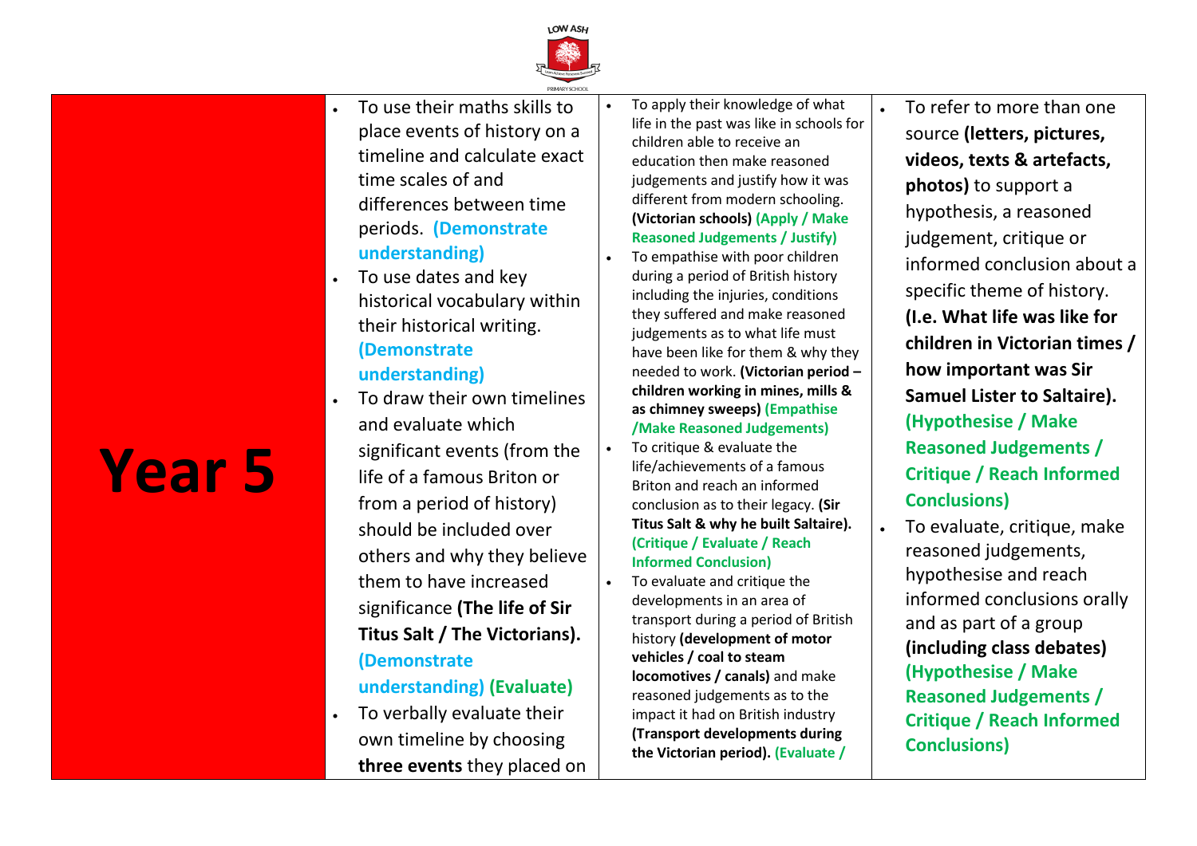| | | | |
|---|---|---|---|
| **Year 5** | • To use their maths skills to place events of history on a timeline and calculate exact time scales of and differences between time periods. **(Demonstrate understanding)**<br>• To use dates and key historical vocabulary within their historical writing. **(Demonstrate understanding)**<br>• To draw their own timelines and evaluate which significant events (from the life of a famous Briton or from a period of history) should be included over others and why they believe them to have increased significance **(The life of Sir Titus Salt / The Victorians). (Demonstrate understanding) (Evaluate)**<br>• To verbally evaluate their own timeline by choosing **three events** they placed on | • To apply their knowledge of what life in the past was like in schools for children able to receive an education then make reasoned judgements and justify how it was different from modern schooling. **(Victorian schools) (Apply / Make Reasoned Judgements / Justify)**<br>• To empathise with poor children during a period of British history including the injuries, conditions they suffered and make reasoned judgements as to what life must have been like for them & why they needed to work. **(Victorian period – children working in mines, mills & as chimney sweeps) (Empathise /Make Reasoned Judgements)**<br>• To critique & evaluate the life/achievements of a famous Briton and reach an informed conclusion as to their legacy. **(Sir Titus Salt & why he built Saltaire). (Critique / Evaluate / Reach Informed Conclusion)**<br>• To evaluate and critique the developments in an area of transport during a period of British history **(development of motor vehicles / coal to steam locomotives / canals)** and make reasoned judgements as to the impact it had on British industry **(Transport developments during the Victorian period). (Evaluate /** | • To refer to more than one source **(letters, pictures, videos, texts & artefacts, photos)** to support a hypothesis, a reasoned judgement, critique or informed conclusion about a specific theme of history. **(I.e. What life was like for children in Victorian times / how important was Sir Samuel Lister to Saltaire). (Hypothesise / Make Reasoned Judgements / Critique / Reach Informed Conclusions)**<br>• To evaluate, critique, make reasoned judgements, hypothesise and reach informed conclusions orally and as part of a group **(including class debates) (Hypothesise / Make Reasoned Judgements / Critique / Reach Informed Conclusions)** |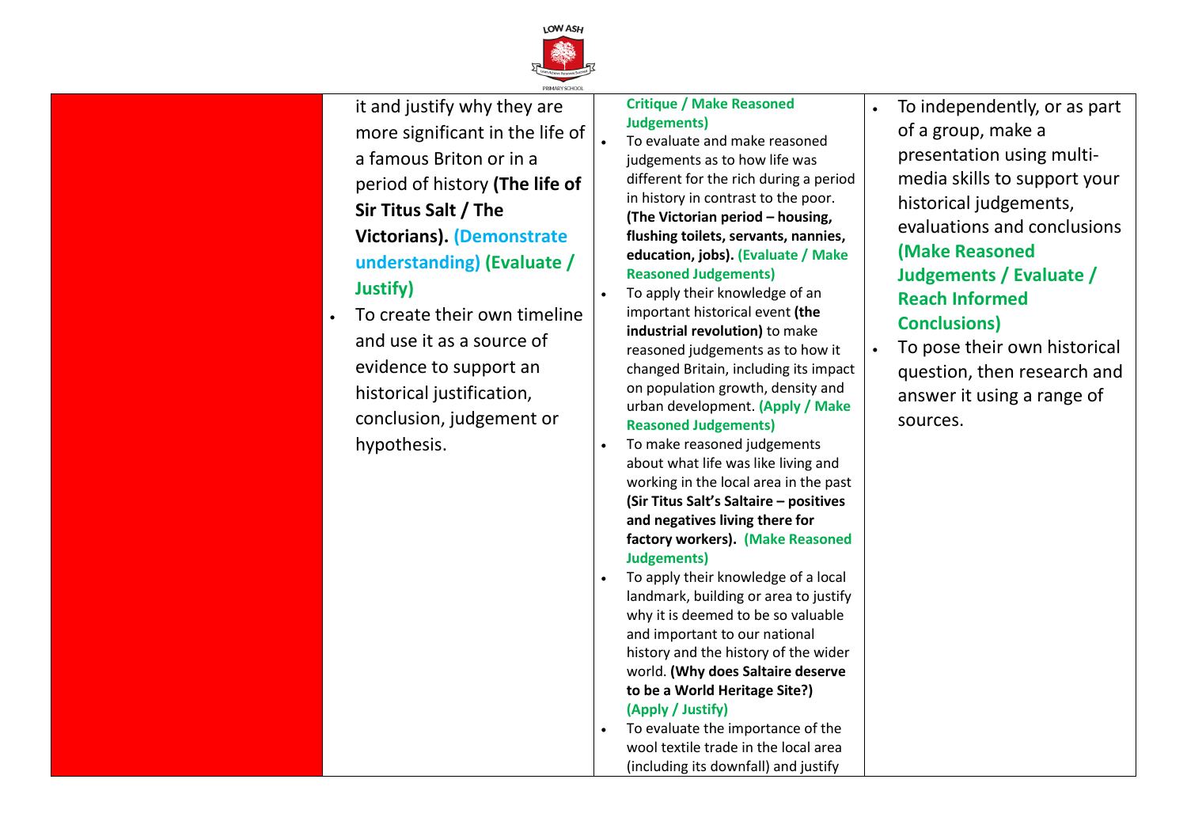| | | | |
|---|---|---|---|
| | it and justify why they are more significant in the life of a famous Briton or in a period of history **(The life of Sir Titus Salt / The Victorians). (Demonstrate understanding) (Evaluate / Justify)**<br>• To create their own timeline and use it as a source of evidence to support an historical justification, conclusion, judgement or hypothesis. | **Critique / Make Reasoned Judgements)**<br>• To evaluate and make reasoned judgements as to how life was different for the rich during a period in history in contrast to the poor. **(The Victorian period – housing, flushing toilets, servants, nannies, education, jobs). (Evaluate / Make Reasoned Judgements)**<br>• To apply their knowledge of an important historical event **(the industrial revolution)** to make reasoned judgements as to how it changed Britain, including its impact on population growth, density and urban development. **(Apply / Make Reasoned Judgements)**<br>• To make reasoned judgements about what life was like living and working in the local area in the past **(Sir Titus Salt's Saltaire – positives and negatives living there for factory workers). (Make Reasoned Judgements)**<br>• To apply their knowledge of a local landmark, building or area to justify why it is deemed to be so valuable and important to our national history and the history of the wider world. **(Why does Saltaire deserve to be a World Heritage Site?) (Apply / Justify)**<br>• To evaluate the importance of the wool textile trade in the local area (including its downfall) and justify | • To independently, or as part of a group, make a presentation using multi-media skills to support your historical judgements, evaluations and conclusions **(Make Reasoned Judgements / Evaluate / Reach Informed Conclusions)**<br>• To pose their own historical question, then research and answer it using a range of sources. |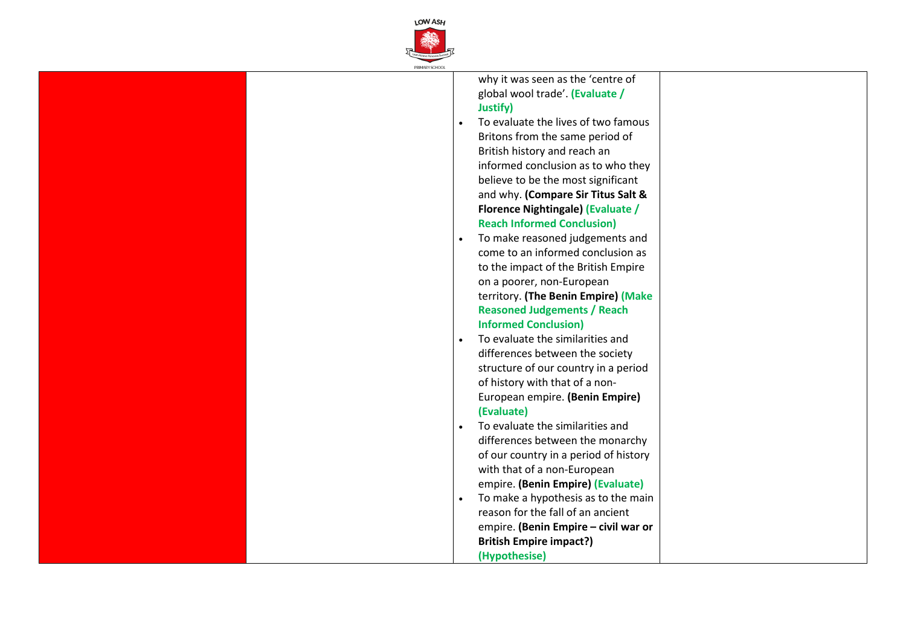| | | | |
|---|---|---|---|
| | | why it was seen as the 'centre of global wool trade'. **(Evaluate / Justify)**<br>• To evaluate the lives of two famous Britons from the same period of British history and reach an informed conclusion as to who they believe to be the most significant and why. **(Compare Sir Titus Salt & Florence Nightingale) (Evaluate / Reach Informed Conclusion)**<br>• To make reasoned judgements and come to an informed conclusion as to the impact of the British Empire on a poorer, non-European territory. **(The Benin Empire) (Make Reasoned Judgements / Reach Informed Conclusion)**<br>• To evaluate the similarities and differences between the society structure of our country in a period of history with that of a non-European empire. **(Benin Empire) (Evaluate)**<br>• To evaluate the similarities and differences between the monarchy of our country in a period of history with that of a non-European empire. **(Benin Empire) (Evaluate)**<br>• To make a hypothesis as to the main reason for the fall of an ancient empire. **(Benin Empire – civil war or British Empire impact?) (Hypothesise)** | |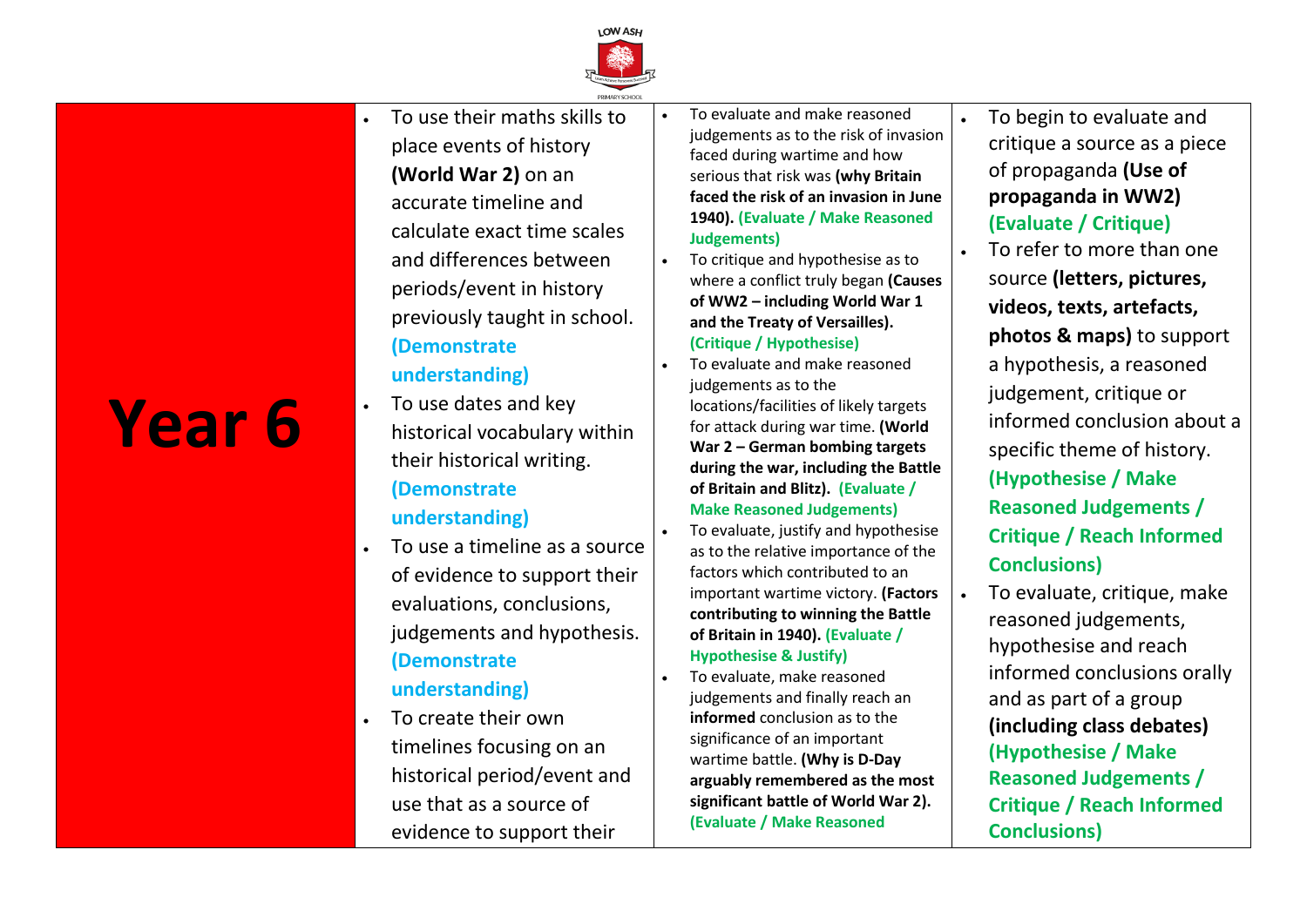| | | | |
|---|---|---|---|
| **Year 6** | • To use their maths skills to place events of history **(World War 2)** on an accurate timeline and calculate exact time scales and differences between periods/event in history previously taught in school. **(Demonstrate understanding)**<br>• To use dates and key historical vocabulary within their historical writing. **(Demonstrate understanding)**<br>• To use a timeline as a source of evidence to support their evaluations, conclusions, judgements and hypothesis. **(Demonstrate understanding)**<br>• To create their own timelines focusing on an historical period/event and use that as a source of evidence to support their | • To evaluate and make reasoned judgements as to the risk of invasion faced during wartime and how serious that risk was **(why Britain faced the risk of an invasion in June 1940). (Evaluate / Make Reasoned Judgements)**<br>• To critique and hypothesise as to where a conflict truly began **(Causes of WW2 – including World War 1 and the Treaty of Versailles). (Critique / Hypothesise)**<br>• To evaluate and make reasoned judgements as to the locations/facilities of likely targets for attack during war time. **(World War 2 – German bombing targets during the war, including the Battle of Britain and Blitz). (Evaluate / Make Reasoned Judgements)**<br>• To evaluate, justify and hypothesise as to the relative importance of the factors which contributed to an important wartime victory. **(Factors contributing to winning the Battle of Britain in 1940). (Evaluate / Hypothesise & Justify)**<br>• To evaluate, make reasoned judgements and finally reach an **informed** conclusion as to the significance of an important wartime battle. **(Why is D-Day arguably remembered as the most significant battle of World War 2). (Evaluate / Make Reasoned** | • To begin to evaluate and critique a source as a piece of propaganda **(Use of propaganda in WW2) (Evaluate / Critique)**<br>• To refer to more than one source **(letters, pictures, videos, texts, artefacts, photos & maps)** to support a hypothesis, a reasoned judgement, critique or informed conclusion about a specific theme of history. **(Hypothesise / Make Reasoned Judgements / Critique / Reach Informed Conclusions)**<br>• To evaluate, critique, make reasoned judgements, hypothesise and reach informed conclusions orally and as part of a group **(including class debates) (Hypothesise / Make Reasoned Judgements / Critique / Reach Informed Conclusions)** |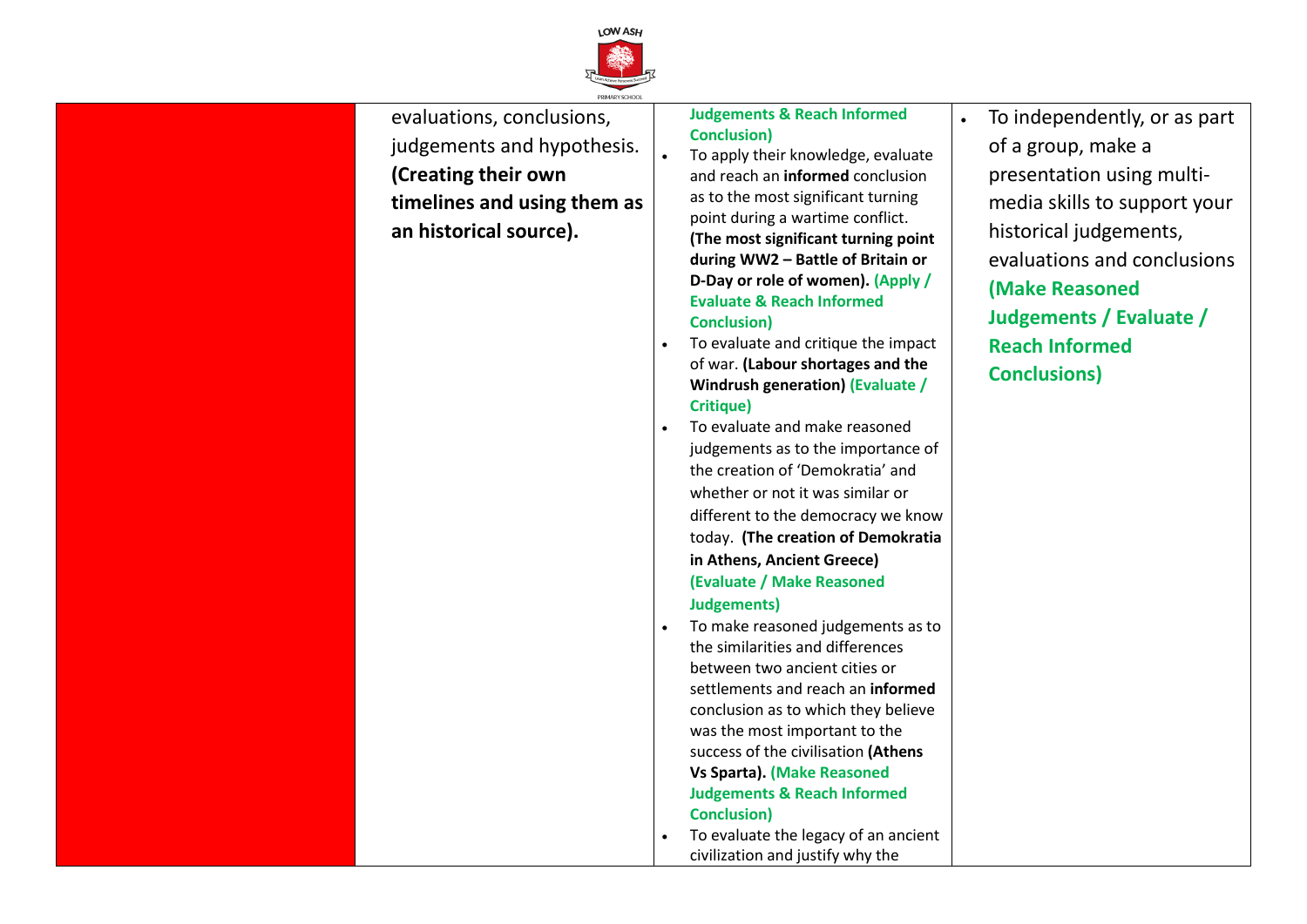| | | | |
|---|---|---|---|
| | evaluations, conclusions, judgements and hypothesis. **(Creating their own timelines and using them as an historical source).** | **Judgements & Reach Informed Conclusion)**<br>• To apply their knowledge, evaluate and reach an **informed** conclusion as to the most significant turning point during a wartime conflict. **(The most significant turning point during WW2 – Battle of Britain or D-Day or role of women). (Apply / Evaluate & Reach Informed Conclusion)**<br>• To evaluate and critique the impact of war. **(Labour shortages and the Windrush generation) (Evaluate / Critique)**<br>• To evaluate and make reasoned judgements as to the importance of the creation of 'Demokratia' and whether or not it was similar or different to the democracy we know today. **(The creation of Demokratia in Athens, Ancient Greece) (Evaluate / Make Reasoned Judgements)**<br>• To make reasoned judgements as to the similarities and differences between two ancient cities or settlements and reach an **informed** conclusion as to which they believe was the most important to the success of the civilisation **(Athens Vs Sparta). (Make Reasoned Judgements & Reach Informed Conclusion)**<br>• To evaluate the legacy of an ancient civilization and justify why the | • To independently, or as part of a group, make a presentation using multi-media skills to support your historical judgements, evaluations and conclusions **(Make Reasoned Judgements / Evaluate / Reach Informed Conclusions)** |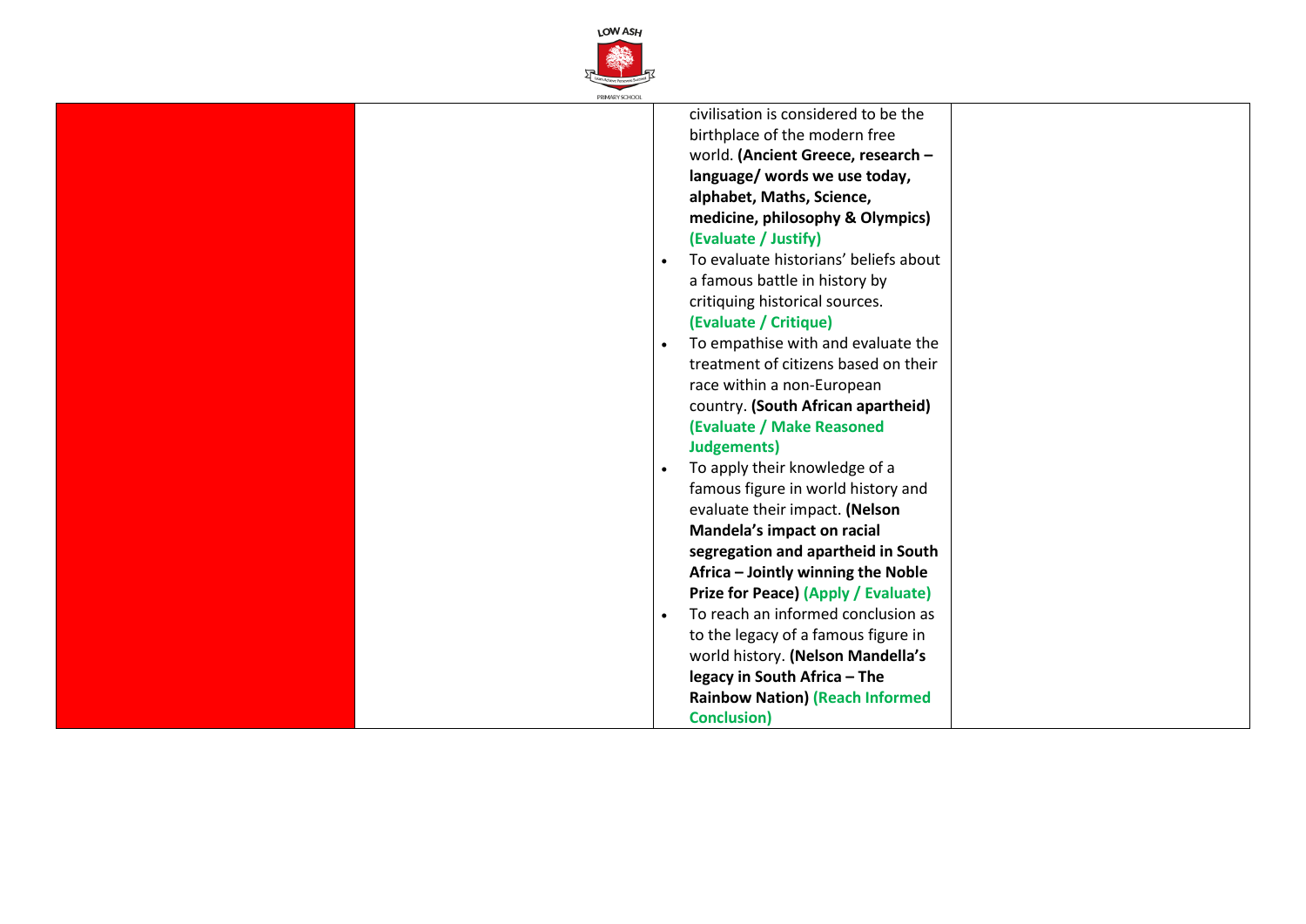| | | | |
|---|---|---|---|
| | | civilisation is considered to be the birthplace of the modern free world. **(Ancient Greece, research – language/ words we use today, alphabet, Maths, Science, medicine, philosophy & Olympics)** **(Evaluate / Justify)**<br>• To evaluate historians' beliefs about a famous battle in history by critiquing historical sources. **(Evaluate / Critique)**<br>• To empathise with and evaluate the treatment of citizens based on their race within a non-European country. **(South African apartheid)** **(Evaluate / Make Reasoned Judgements)**<br>• To apply their knowledge of a famous figure in world history and evaluate their impact. **(Nelson Mandela's impact on racial segregation and apartheid in South Africa – Jointly winning the Noble Prize for Peace)** **(Apply / Evaluate)**<br>• To reach an informed conclusion as to the legacy of a famous figure in world history. **(Nelson Mandella's legacy in South Africa – The Rainbow Nation)** **(Reach Informed Conclusion)** | |